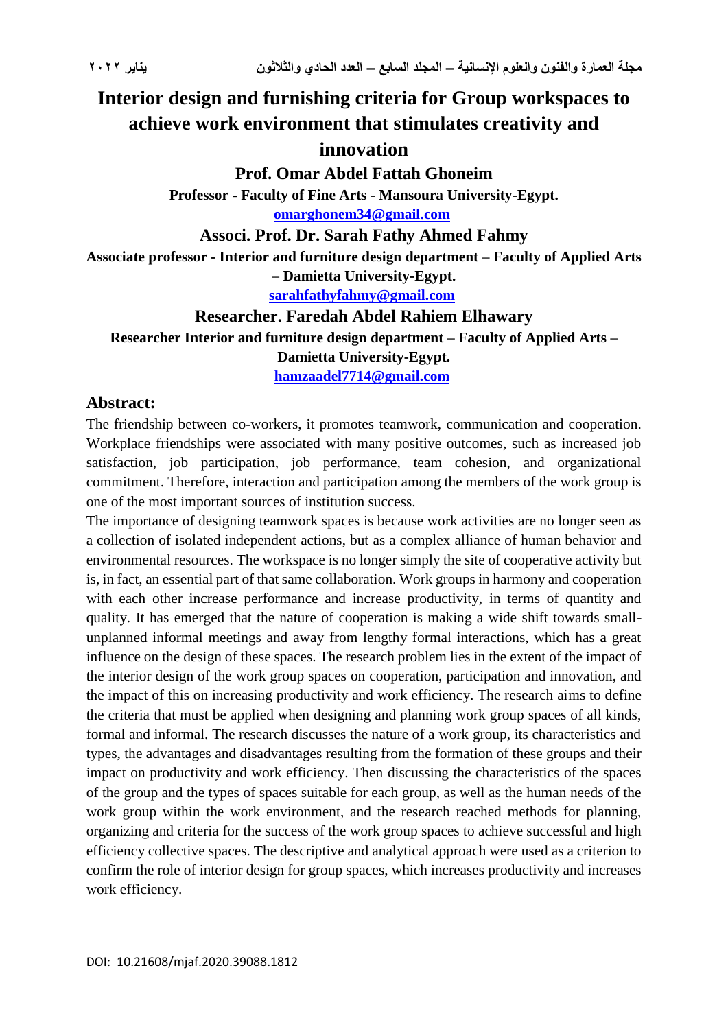# Interior design and furnishing criteria for Group workspaces to achieve work environment that stimulates creativity and innovation

**Prof. Omar Abdel Fattah Ghoneim**

**Professor - Faculty of Fine Arts - Mansoura University-Egypt.**

**omarghonem34@gmail.com**

**Associ. Prof. Dr. Sarah Fathy Ahmed Fahmy**

**Associate professor - Interior and furniture design department – Faculty of Applied Arts – Damietta University-Egypt.**

**sarahfathyfahmy@gmail.com**

**Researcher. Faredah Abdel Rahiem Elhawary**

**Researcher Interior and furniture design department – Faculty of Applied Arts – Damietta University-Egypt.**

**hamzaadel7714@gmail.com**

## Abstract:

The friendship between co-workers, it promotes teamwork, communication and cooperation. Workplace friendships were associated with many positive outcomes, such as increased job satisfaction, job participation, job performance, team cohesion, and organizational commitment. Therefore, interaction and participation among the members of the work group is one of the most important sources of institution success.

The importance of designing teamwork spaces is because work activities are no longer seen as a collection of isolated independent actions, but as a complex alliance of human behavior and environmental resources. The workspace is no longer simply the site of cooperative activity but is, in fact, an essential part of that same collaboration. Work groups in harmony and cooperation with each other increase performance and increase productivity, in terms of quantity and quality. It has emerged that the nature of cooperation is making a wide shift towards small-unplanned informal meetings and away from lengthy formal interactions, which has a great influence on the design of these spaces. The research problem lies in the extent of the impact of the interior design of the work group spaces on cooperation, participation and innovation, and the impact of this on increasing productivity and work efficiency. The research aims to define the criteria that must be applied when designing and planning work group spaces of all kinds, formal and informal. The research discusses the nature of a work group, its characteristics and types, the advantages and disadvantages resulting from the formation of these groups and their impact on productivity and work efficiency. Then discussing the characteristics of the spaces of the group and the types of spaces suitable for each group, as well as the human needs of the work group within the work environment, and the research reached methods for planning, organizing and criteria for the success of the work group spaces to achieve successful and high efficiency collective spaces. The descriptive and analytical approach were used as a criterion to confirm the role of interior design for group spaces, which increases productivity and increases work efficiency.

DOI: 10.21608/mjaf.2020.39088.1812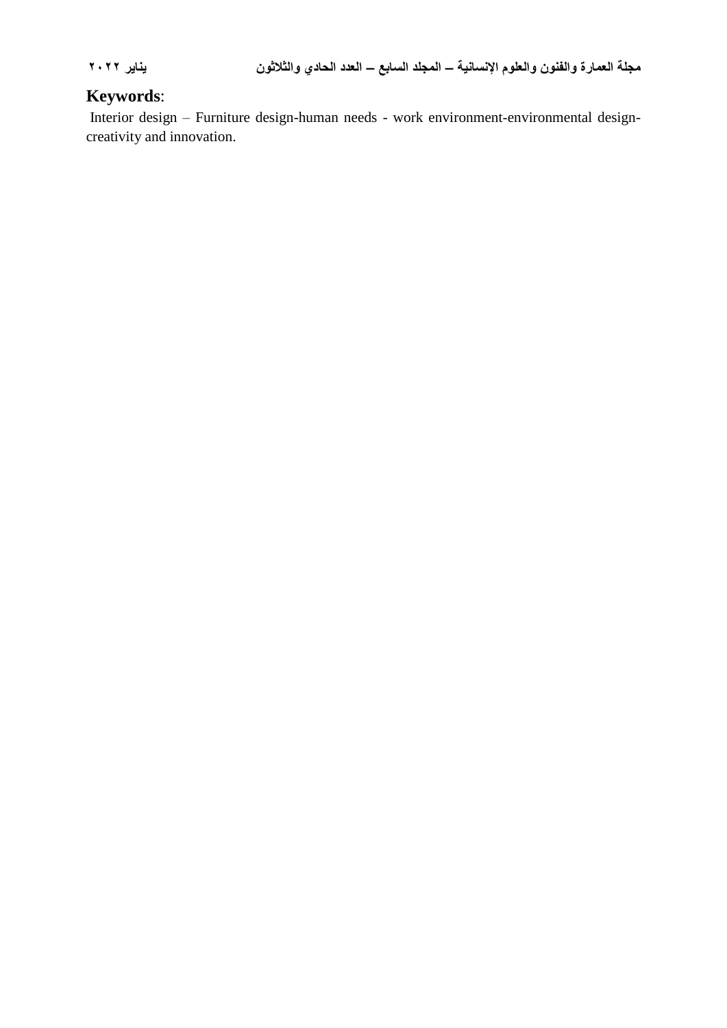**Keywords**:

Interior design – Furniture design-human needs - work environment-environmental design-creativity and innovation.